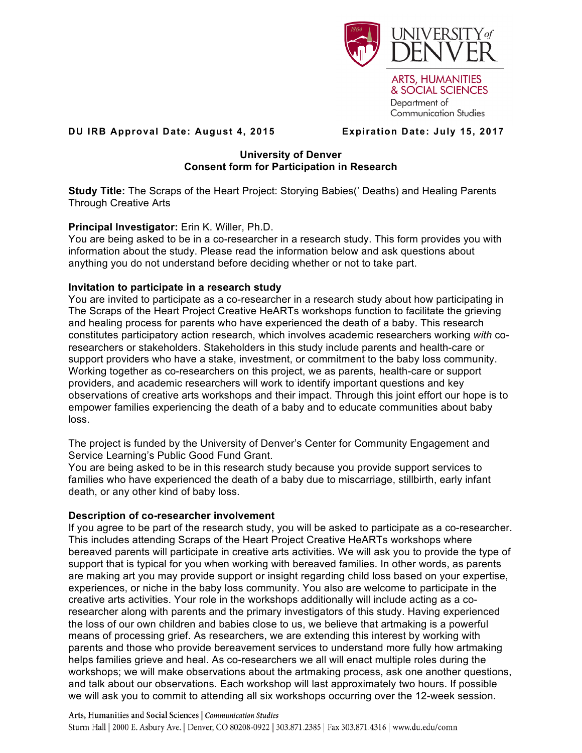UNIVERSITY of DENVER

ARTS, HUMANITIES & SOCIAL SCIENCES
Department of Communication Studies

**DU IRB Approval Date: August 4, 2015** **Expiration Date: July 15, 2017**

## University of Denver
## Consent form for Participation in Research

**Study Title:** The Scraps of the Heart Project: Storying Babies(' Deaths) and Healing Parents Through Creative Arts

**Principal Investigator:** Erin K. Willer, Ph.D.
You are being asked to be in a co-researcher in a research study. This form provides you with information about the study. Please read the information below and ask questions about anything you do not understand before deciding whether or not to take part.

### Invitation to participate in a research study

You are invited to participate as a co-researcher in a research study about how participating in The Scraps of the Heart Project Creative HeARTs workshops function to facilitate the grieving and healing process for parents who have experienced the death of a baby. This research constitutes participatory action research, which involves academic researchers working *with* co-researchers or stakeholders. Stakeholders in this study include parents and health-care or support providers who have a stake, investment, or commitment to the baby loss community. Working together as co-researchers on this project, we as parents, health-care or support providers, and academic researchers will work to identify important questions and key observations of creative arts workshops and their impact. Through this joint effort our hope is to empower families experiencing the death of a baby and to educate communities about baby loss.

The project is funded by the University of Denver's Center for Community Engagement and Service Learning's Public Good Fund Grant.
You are being asked to be in this research study because you provide support services to families who have experienced the death of a baby due to miscarriage, stillbirth, early infant death, or any other kind of baby loss.

### Description of co-researcher involvement

If you agree to be part of the research study, you will be asked to participate as a co-researcher. This includes attending Scraps of the Heart Project Creative HeARTs workshops where bereaved parents will participate in creative arts activities. We will ask you to provide the type of support that is typical for you when working with bereaved families. In other words, as parents are making art you may provide support or insight regarding child loss based on your expertise, experiences, or niche in the baby loss community. You also are welcome to participate in the creative arts activities. Your role in the workshops additionally will include acting as a co-researcher along with parents and the primary investigators of this study. Having experienced the loss of our own children and babies close to us, we believe that artmaking is a powerful means of processing grief. As researchers, we are extending this interest by working with parents and those who provide bereavement services to understand more fully how artmaking helps families grieve and heal. As co-researchers we all will enact multiple roles during the workshops; we will make observations about the artmaking process, ask one another questions, and talk about our observations. Each workshop will last approximately two hours. If possible we will ask you to commit to attending all six workshops occurring over the 12-week session.

Arts, Humanities and Social Sciences | *Communication Studies*
Sturm Hall | 2000 E. Asbury Ave. | Denver, CO 80208-0922 | 303.871.2385 | Fax 303.871.4316 | www.du.edu/comn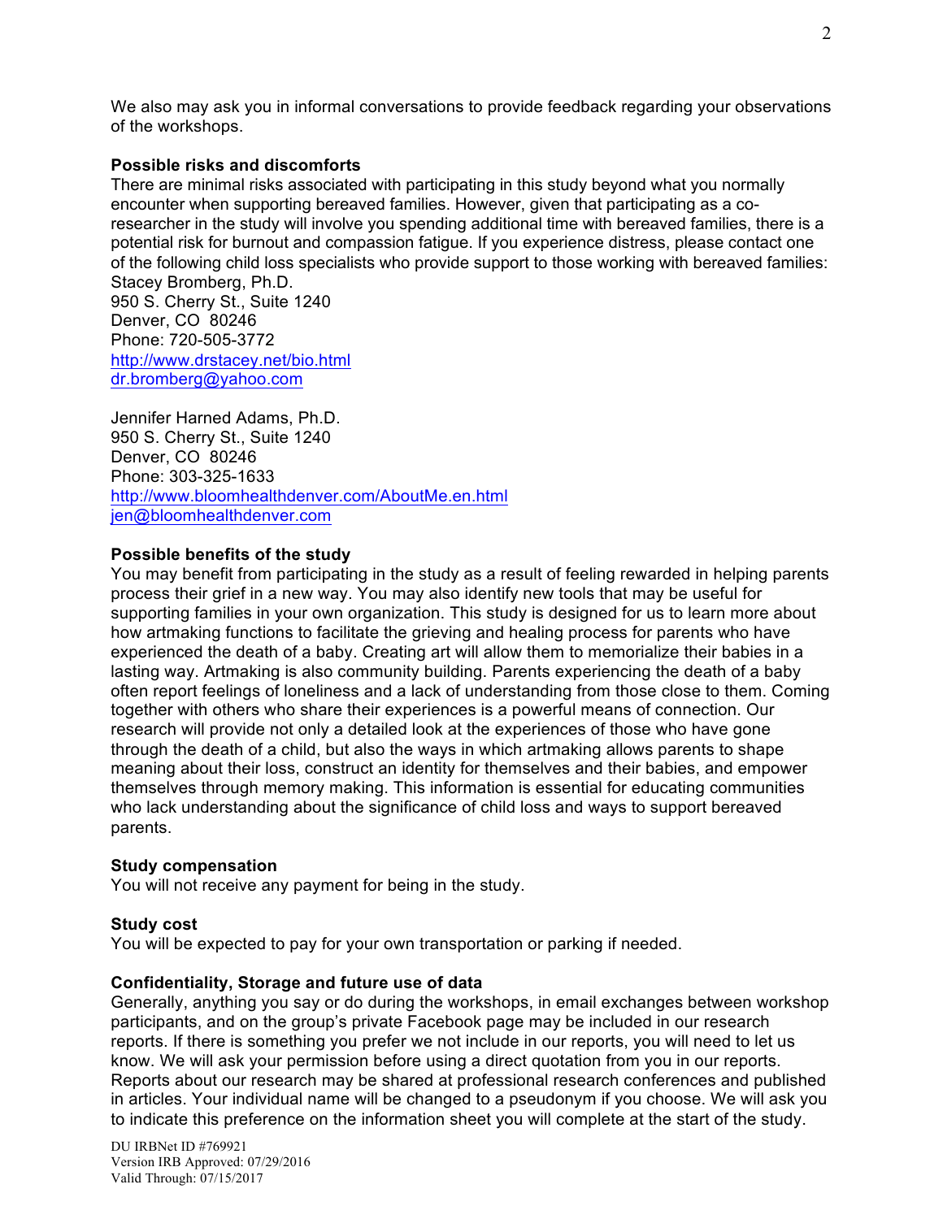We also may ask you in informal conversations to provide feedback regarding your observations of the workshops.

**Possible risks and discomforts**

There are minimal risks associated with participating in this study beyond what you normally encounter when supporting bereaved families. However, given that participating as a co-researcher in the study will involve you spending additional time with bereaved families, there is a potential risk for burnout and compassion fatigue. If you experience distress, please contact one of the following child loss specialists who provide support to those working with bereaved families:

Stacey Bromberg, Ph.D.
950 S. Cherry St., Suite 1240
Denver, CO 80246
Phone: 720-505-3772
http://www.drstacey.net/bio.html
dr.bromberg@yahoo.com

Jennifer Harned Adams, Ph.D.
950 S. Cherry St., Suite 1240
Denver, CO 80246
Phone: 303-325-1633
http://www.bloomhealthdenver.com/AboutMe.en.html
jen@bloomhealthdenver.com

**Possible benefits of the study**

You may benefit from participating in the study as a result of feeling rewarded in helping parents process their grief in a new way. You may also identify new tools that may be useful for supporting families in your own organization. This study is designed for us to learn more about how artmaking functions to facilitate the grieving and healing process for parents who have experienced the death of a baby. Creating art will allow them to memorialize their babies in a lasting way. Artmaking is also community building. Parents experiencing the death of a baby often report feelings of loneliness and a lack of understanding from those close to them. Coming together with others who share their experiences is a powerful means of connection. Our research will provide not only a detailed look at the experiences of those who have gone through the death of a child, but also the ways in which artmaking allows parents to shape meaning about their loss, construct an identity for themselves and their babies, and empower themselves through memory making. This information is essential for educating communities who lack understanding about the significance of child loss and ways to support bereaved parents.

**Study compensation**

You will not receive any payment for being in the study.

**Study cost**

You will be expected to pay for your own transportation or parking if needed.

**Confidentiality, Storage and future use of data**

Generally, anything you say or do during the workshops, in email exchanges between workshop participants, and on the group's private Facebook page may be included in our research reports. If there is something you prefer we not include in our reports, you will need to let us know. We will ask your permission before using a direct quotation from you in our reports. Reports about our research may be shared at professional research conferences and published in articles. Your individual name will be changed to a pseudonym if you choose. We will ask you to indicate this preference on the information sheet you will complete at the start of the study.

DU IRBNet ID #769921
Version IRB Approved: 07/29/2016
Valid Through: 07/15/2017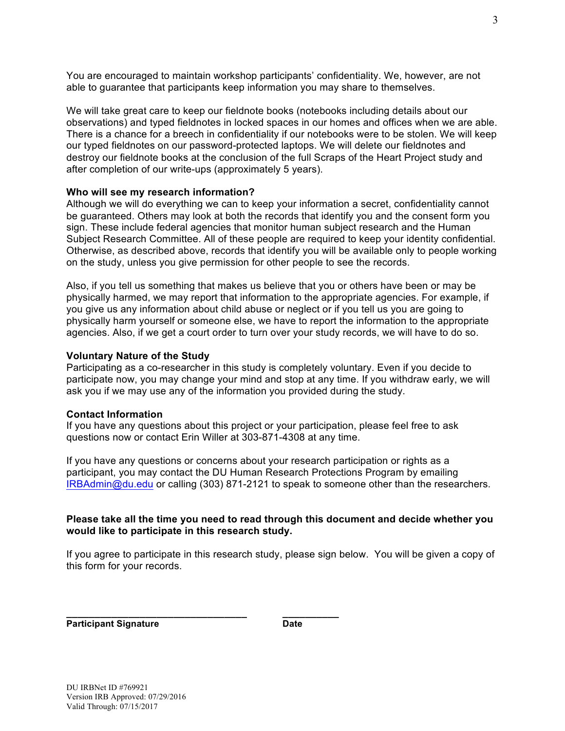You are encouraged to maintain workshop participants' confidentiality. We, however, are not able to guarantee that participants keep information you may share to themselves.

We will take great care to keep our fieldnote books (notebooks including details about our observations) and typed fieldnotes in locked spaces in our homes and offices when we are able. There is a chance for a breech in confidentiality if our notebooks were to be stolen. We will keep our typed fieldnotes on our password-protected laptops. We will delete our fieldnotes and destroy our fieldnote books at the conclusion of the full Scraps of the Heart Project study and after completion of our write-ups (approximately 5 years).

**Who will see my research information?**

Although we will do everything we can to keep your information a secret, confidentiality cannot be guaranteed. Others may look at both the records that identify you and the consent form you sign. These include federal agencies that monitor human subject research and the Human Subject Research Committee. All of these people are required to keep your identity confidential. Otherwise, as described above, records that identify you will be available only to people working on the study, unless you give permission for other people to see the records.

Also, if you tell us something that makes us believe that you or others have been or may be physically harmed, we may report that information to the appropriate agencies. For example, if you give us any information about child abuse or neglect or if you tell us you are going to physically harm yourself or someone else, we have to report the information to the appropriate agencies. Also, if we get a court order to turn over your study records, we will have to do so.

**Voluntary Nature of the Study**

Participating as a co-researcher in this study is completely voluntary. Even if you decide to participate now, you may change your mind and stop at any time. If you withdraw early, we will ask you if we may use any of the information you provided during the study.

**Contact Information**

If you have any questions about this project or your participation, please feel free to ask questions now or contact Erin Willer at 303-871-4308 at any time.

If you have any questions or concerns about your research participation or rights as a participant, you may contact the DU Human Research Protections Program by emailing IRBAdmin@du.edu or calling (303) 871-2121 to speak to someone other than the researchers.

**Please take all the time you need to read through this document and decide whether you would like to participate in this research study.**

If you agree to participate in this research study, please sign below. You will be given a copy of this form for your records.

**\_\_\_\_\_\_\_\_\_\_\_\_\_\_\_\_\_\_\_\_\_\_\_\_\_\_\_\_\_\_\_\_\_\_**　　　**\_\_\_\_\_\_\_\_\_\_**

**Participant Signature**　　　　　　　　　**Date**

DU IRBNet ID #769921
Version IRB Approved: 07/29/2016
Valid Through: 07/15/2017